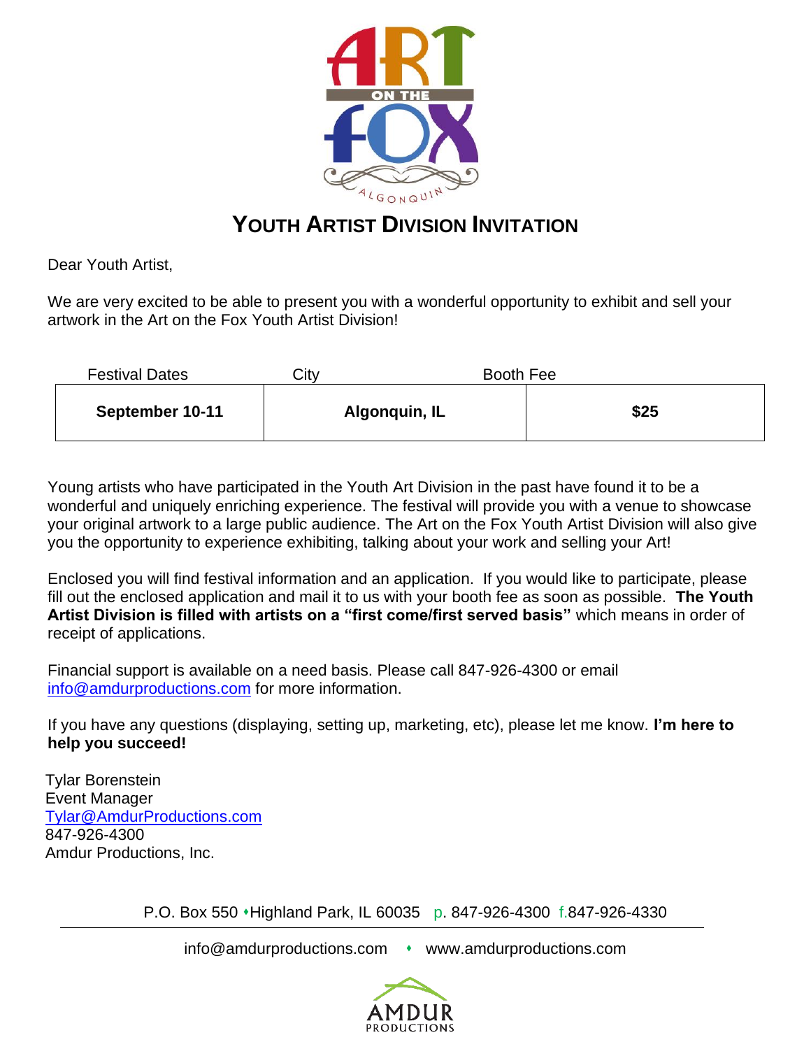# Youth Artist Division Invitation

Dear Youth Artist,

We are very excited to be able to present you with a wonderful opportunity to exhibit and sell your artwork in the Art on the Fox Youth Artist Division!

| Festival Dates | City | Booth Fee |
|---|---|---|
| **September 10-11** | **Algonquin, IL** | **$25** |

Young artists who have participated in the Youth Art Division in the past have found it to be a wonderful and uniquely enriching experience. The festival will provide you with a venue to showcase your original artwork to a large public audience. The Art on the Fox Youth Artist Division will also give you the opportunity to experience exhibiting, talking about your work and selling your Art!

Enclosed you will find festival information and an application. If you would like to participate, please fill out the enclosed application and mail it to us with your booth fee as soon as possible. **The Youth Artist Division is filled with artists on a "first come/first served basis"** which means in order of receipt of applications.

Financial support is available on a need basis. Please call 847-926-4300 or email info@amdurproductions.com for more information.

If you have any questions (displaying, setting up, marketing, etc), please let me know. **I'm here to help you succeed!**

Tylar Borenstein
Event Manager
Tylar@AmdurProductions.com
847-926-4300
Amdur Productions, Inc.

P.O. Box 550 • Highland Park, IL 60035 p. 847-926-4300 f.847-926-4330

info@amdurproductions.com • www.amdurproductions.com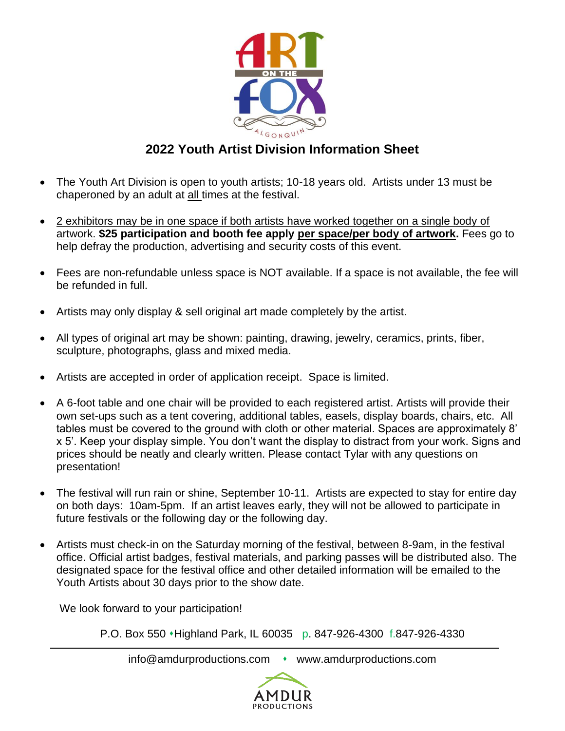# 2022 Youth Artist Division Information Sheet

- The Youth Art Division is open to youth artists; 10-18 years old. Artists under 13 must be chaperoned by an adult at all times at the festival.
- 2 exhibitors may be in one space if both artists have worked together on a single body of artwork. **$25 participation and booth fee apply per space/per body of artwork.** Fees go to help defray the production, advertising and security costs of this event.
- Fees are non-refundable unless space is NOT available. If a space is not available, the fee will be refunded in full.
- Artists may only display & sell original art made completely by the artist.
- All types of original art may be shown: painting, drawing, jewelry, ceramics, prints, fiber, sculpture, photographs, glass and mixed media.
- Artists are accepted in order of application receipt. Space is limited.
- A 6-foot table and one chair will be provided to each registered artist. Artists will provide their own set-ups such as a tent covering, additional tables, easels, display boards, chairs, etc. All tables must be covered to the ground with cloth or other material. Spaces are approximately 8' x 5'. Keep your display simple. You don't want the display to distract from your work. Signs and prices should be neatly and clearly written. Please contact Tylar with any questions on presentation!
- The festival will run rain or shine, September 10-11. Artists are expected to stay for entire day on both days: 10am-5pm. If an artist leaves early, they will not be allowed to participate in future festivals or the following day or the following day.
- Artists must check-in on the Saturday morning of the festival, between 8-9am, in the festival office. Official artist badges, festival materials, and parking passes will be distributed also. The designated space for the festival office and other detailed information will be emailed to the Youth Artists about 30 days prior to the show date.

We look forward to your participation!

P.O. Box 550 • Highland Park, IL 60035 p. 847-926-4300 f. 847-926-4330

info@amdurproductions.com • www.amdurproductions.com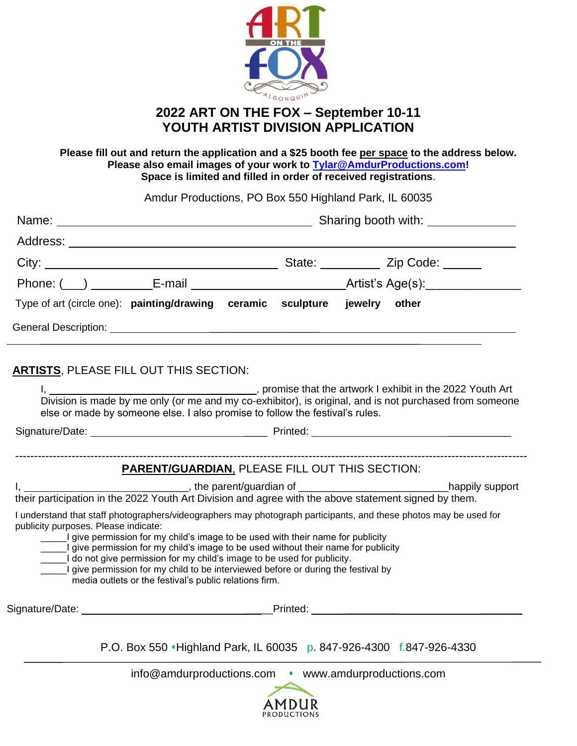# 2022 ART ON THE FOX – September 10-11
# YOUTH ARTIST DIVISION APPLICATION

**Please fill out and return the application and a $25 booth fee per space to the address below.**
**Please also email images of your work to Tylar@AmdurProductions.com!**
**Space is limited and filled in order of received registrations.**

Amdur Productions, PO Box 550 Highland Park, IL 60035

Name: ______________________________ Sharing booth with: ____________

Address: ______________________________________________________

City: ____________________________ State: ________ Zip Code: ______

Phone: (___) _________E-mail _____________________Artist's Age(s):_____________

Type of art (circle one): **painting/drawing** **ceramic** **sculpture** **jewelry** **other**

General Description: ______________________________________________________

______________________________________________________________________

## ARTISTS, PLEASE FILL OUT THIS SECTION:

I, ______________________________, promise that the artwork I exhibit in the 2022 Youth Art Division is made by me only (or me and my co-exhibitor), is original, and is not purchased from someone else or made by someone else. I also promise to follow the festival's rules.

Signature/Date: ______________________________ Printed: ______________________________

---

## PARENT/GUARDIAN, PLEASE FILL OUT THIS SECTION:

I, ______________________________, the parent/guardian of ________________________happily support their participation in the 2022 Youth Art Division and agree with the above statement signed by them.

I understand that staff photographers/videographers may photograph participants, and these photos may be used for publicity purposes. Please indicate:

_____I give permission for my child's image to be used with their name for publicity
_____I give permission for my child's image to be used without their name for publicity
_____I do not give permission for my child's image to be used for publicity.
_____I give permission for my child to be interviewed before or during the festival by media outlets or the festival's public relations firm.

Signature/Date: ______________________________Printed: ______________________________

P.O. Box 550 • Highland Park, IL 60035 p. 847-926-4300 f.847-926-4330

info@amdurproductions.com • www.amdurproductions.com